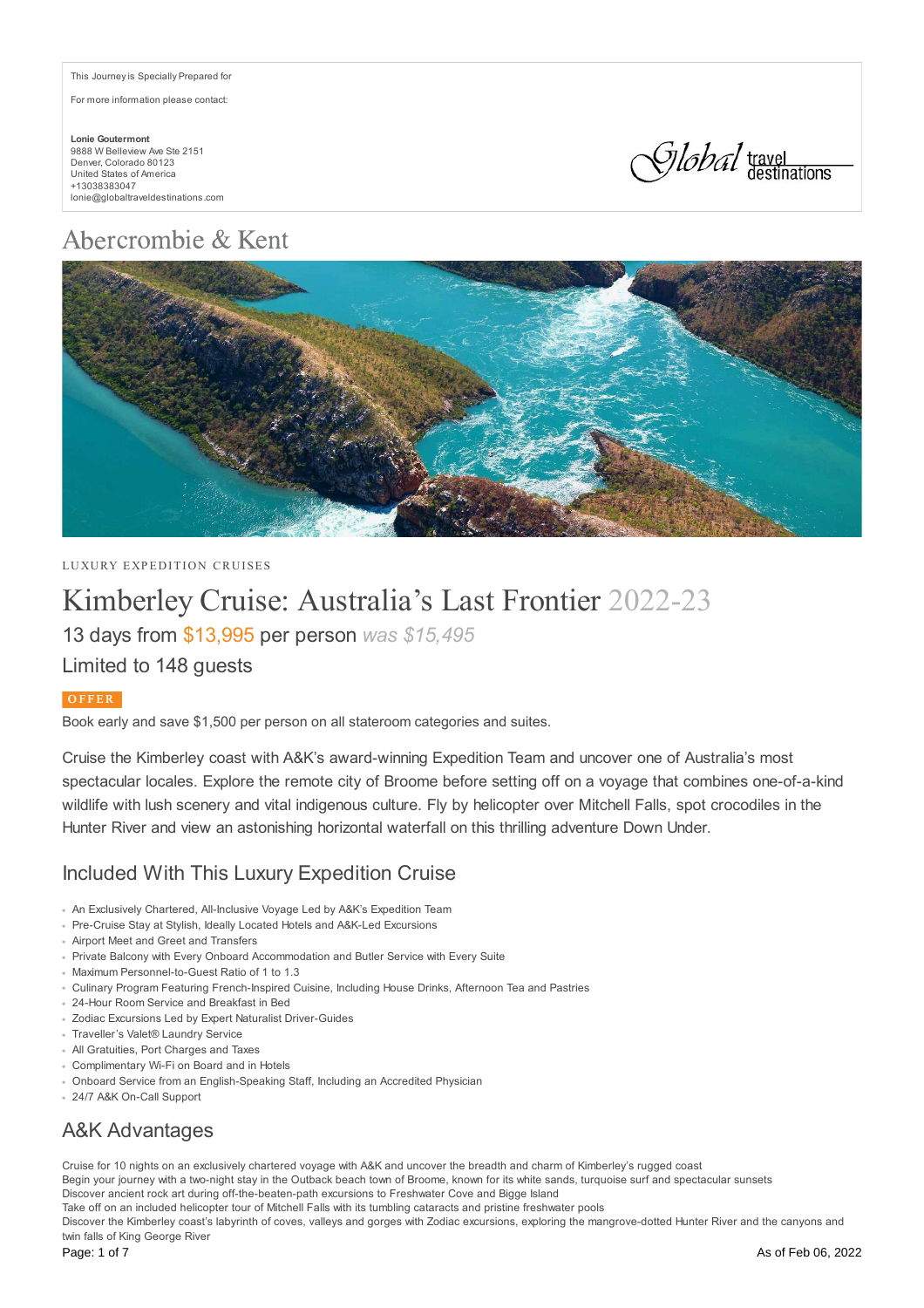This Journey is Specially Prepared for

For more information please contact:

**Lonie Goutermont**
9888 W Belleview Ave Ste 2151
Denver, Colorado 80123
United States of America
+13038383047
lonie@globaltraveldestinations.com

Global travel destinations

Abercrombie & Kent

LUXURY EXPEDITION CRUISES

# Kimberley Cruise: Australia's Last Frontier 2022-23

## 13 days from $13,995 per person *was $15,495*

## Limited to 148 guests

**OFFER**

Book early and save $1,500 per person on all stateroom categories and suites.

Cruise the Kimberley coast with A&K's award-winning Expedition Team and uncover one of Australia's most spectacular locales. Explore the remote city of Broome before setting off on a voyage that combines one-of-a-kind wildlife with lush scenery and vital indigenous culture. Fly by helicopter over Mitchell Falls, spot crocodiles in the Hunter River and view an astonishing horizontal waterfall on this thrilling adventure Down Under.

## Included With This Luxury Expedition Cruise

- An Exclusively Chartered, All-Inclusive Voyage Led by A&K's Expedition Team
- Pre-Cruise Stay at Stylish, Ideally Located Hotels and A&K-Led Excursions
- Airport Meet and Greet and Transfers
- Private Balcony with Every Onboard Accommodation and Butler Service with Every Suite
- Maximum Personnel-to-Guest Ratio of 1 to 1.3
- Culinary Program Featuring French-Inspired Cuisine, Including House Drinks, Afternoon Tea and Pastries
- 24-Hour Room Service and Breakfast in Bed
- Zodiac Excursions Led by Expert Naturalist Driver-Guides
- Traveller's Valet® Laundry Service
- All Gratuities, Port Charges and Taxes
- Complimentary Wi-Fi on Board and in Hotels
- Onboard Service from an English-Speaking Staff, Including an Accredited Physician
- 24/7 A&K On-Call Support

## A&K Advantages

Cruise for 10 nights on an exclusively chartered voyage with A&K and uncover the breadth and charm of Kimberley's rugged coast
Begin your journey with a two-night stay in the Outback beach town of Broome, known for its white sands, turquoise surf and spectacular sunsets
Discover ancient rock art during off-the-beaten-path excursions to Freshwater Cove and Bigge Island
Take off on an included helicopter tour of Mitchell Falls with its tumbling cataracts and pristine freshwater pools
Discover the Kimberley coast's labyrinth of coves, valleys and gorges with Zodiac excursions, exploring the mangrove-dotted Hunter River and the canyons and twin falls of King George River

As of Feb 06, 2022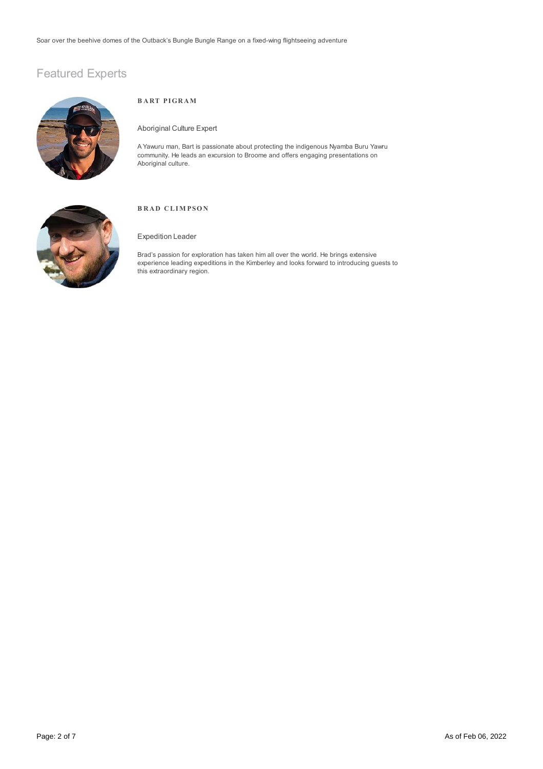Soar over the beehive domes of the Outback's Bungle Bungle Range on a fixed-wing flightseeing adventure

## Featured Experts

### BART PIGRAM

Aboriginal Culture Expert

A Yawuru man, Bart is passionate about protecting the indigenous Nyamba Buru Yawru community. He leads an excursion to Broome and offers engaging presentations on Aboriginal culture.

### BRAD CLIMPSON

Expedition Leader

Brad's passion for exploration has taken him all over the world. He brings extensive experience leading expeditions in the Kimberley and looks forward to introducing guests to this extraordinary region.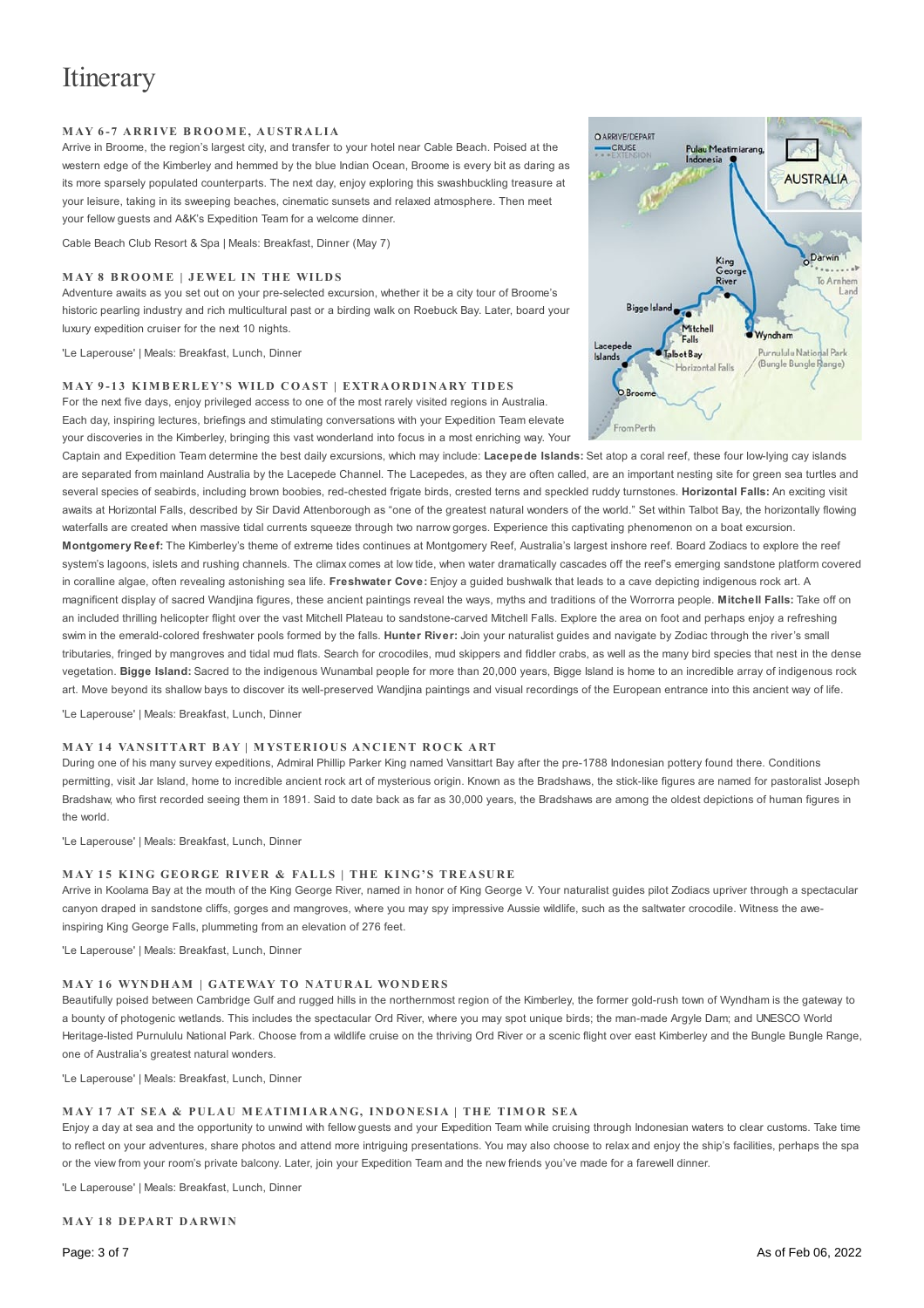# Itinerary

### MAY 6-7 ARRIVE BROOME, AUSTRALIA

Arrive in Broome, the region's largest city, and transfer to your hotel near Cable Beach. Poised at the western edge of the Kimberley and hemmed by the blue Indian Ocean, Broome is every bit as daring as its more sparsely populated counterparts. The next day, enjoy exploring this swashbuckling treasure at your leisure, taking in its sweeping beaches, cinematic sunsets and relaxed atmosphere. Then meet your fellow guests and A&K's Expedition Team for a welcome dinner.

Cable Beach Club Resort & Spa | Meals: Breakfast, Dinner (May 7)

### MAY 8 BROOME | JEWEL IN THE WILDS

Adventure awaits as you set out on your pre-selected excursion, whether it be a city tour of Broome's historic pearling industry and rich multicultural past or a birding walk on Roebuck Bay. Later, board your luxury expedition cruiser for the next 10 nights.

'Le Laperouse' | Meals: Breakfast, Lunch, Dinner

### MAY 9-13 KIMBERLEY'S WILD COAST | EXTRAORDINARY TIDES

For the next five days, enjoy privileged access to one of the most rarely visited regions in Australia. Each day, inspiring lectures, briefings and stimulating conversations with your Expedition Team elevate your discoveries in the Kimberley, bringing this vast wonderland into focus in a most enriching way. Your Captain and Expedition Team determine the best daily excursions, which may include: **Lacepede Islands:** Set atop a coral reef, these four low-lying cay islands are separated from mainland Australia by the Lacepede Channel. The Lacepedes, as they are often called, are an important nesting site for green sea turtles and several species of seabirds, including brown boobies, red-chested frigate birds, crested terns and speckled ruddy turnstones. **Horizontal Falls:** An exciting visit awaits at Horizontal Falls, described by Sir David Attenborough as "one of the greatest natural wonders of the world." Set within Talbot Bay, the horizontally flowing waterfalls are created when massive tidal currents squeeze through two narrow gorges. Experience this captivating phenomenon on a boat excursion. **Montgomery Reef:** The Kimberley's theme of extreme tides continues at Montgomery Reef, Australia's largest inshore reef. Board Zodiacs to explore the reef system's lagoons, islets and rushing channels. The climax comes at low tide, when water dramatically cascades off the reef's emerging sandstone platform covered in coralline algae, often revealing astonishing sea life. **Freshwater Cove:** Enjoy a guided bushwalk that leads to a cave depicting indigenous rock art. A magnificent display of sacred Wandjina figures, these ancient paintings reveal the ways, myths and traditions of the Worrorra people. **Mitchell Falls:** Take off on an included thrilling helicopter flight over the vast Mitchell Plateau to sandstone-carved Mitchell Falls. Explore the area on foot and perhaps enjoy a refreshing swim in the emerald-colored freshwater pools formed by the falls. **Hunter River:** Join your naturalist guides and navigate by Zodiac through the river's small tributaries, fringed by mangroves and tidal mud flats. Search for crocodiles, mud skippers and fiddler crabs, as well as the many bird species that nest in the dense vegetation. **Bigge Island:** Sacred to the indigenous Wunambal people for more than 20,000 years, Bigge Island is home to an incredible array of indigenous rock art. Move beyond its shallow bays to discover its well-preserved Wandjina paintings and visual recordings of the European entrance into this ancient way of life.

'Le Laperouse' | Meals: Breakfast, Lunch, Dinner

### MAY 14 VANSITTART BAY | MYSTERIOUS ANCIENT ROCK ART

During one of his many survey expeditions, Admiral Phillip Parker King named Vansittart Bay after the pre-1788 Indonesian pottery found there. Conditions permitting, visit Jar Island, home to incredible ancient rock art of mysterious origin. Known as the Bradshaws, the stick-like figures are named for pastoralist Joseph Bradshaw, who first recorded seeing them in 1891. Said to date back as far as 30,000 years, the Bradshaws are among the oldest depictions of human figures in the world.

'Le Laperouse' | Meals: Breakfast, Lunch, Dinner

### MAY 15 KING GEORGE RIVER & FALLS | THE KING'S TREASURE

Arrive in Koolama Bay at the mouth of the King George River, named in honor of King George V. Your naturalist guides pilot Zodiacs upriver through a spectacular canyon draped in sandstone cliffs, gorges and mangroves, where you may spy impressive Aussie wildlife, such as the saltwater crocodile. Witness the awe-inspiring King George Falls, plummeting from an elevation of 276 feet.

'Le Laperouse' | Meals: Breakfast, Lunch, Dinner

### MAY 16 WYNDHAM | GATEWAY TO NATURAL WONDERS

Beautifully poised between Cambridge Gulf and rugged hills in the northernmost region of the Kimberley, the former gold-rush town of Wyndham is the gateway to a bounty of photogenic wetlands. This includes the spectacular Ord River, where you may spot unique birds; the man-made Argyle Dam; and UNESCO World Heritage-listed Purnululu National Park. Choose from a wildlife cruise on the thriving Ord River or a scenic flight over east Kimberley and the Bungle Bungle Range, one of Australia's greatest natural wonders.

'Le Laperouse' | Meals: Breakfast, Lunch, Dinner

### MAY 17 AT SEA & PULAU MEATIMIARANG, INDONESIA | THE TIMOR SEA

Enjoy a day at sea and the opportunity to unwind with fellow guests and your Expedition Team while cruising through Indonesian waters to clear customs. Take time to reflect on your adventures, share photos and attend more intriguing presentations. You may also choose to relax and enjoy the ship's facilities, perhaps the spa or the view from your room's private balcony. Later, join your Expedition Team and the new friends you've made for a farewell dinner.

'Le Laperouse' | Meals: Breakfast, Lunch, Dinner

### MAY 18 DEPART DARWIN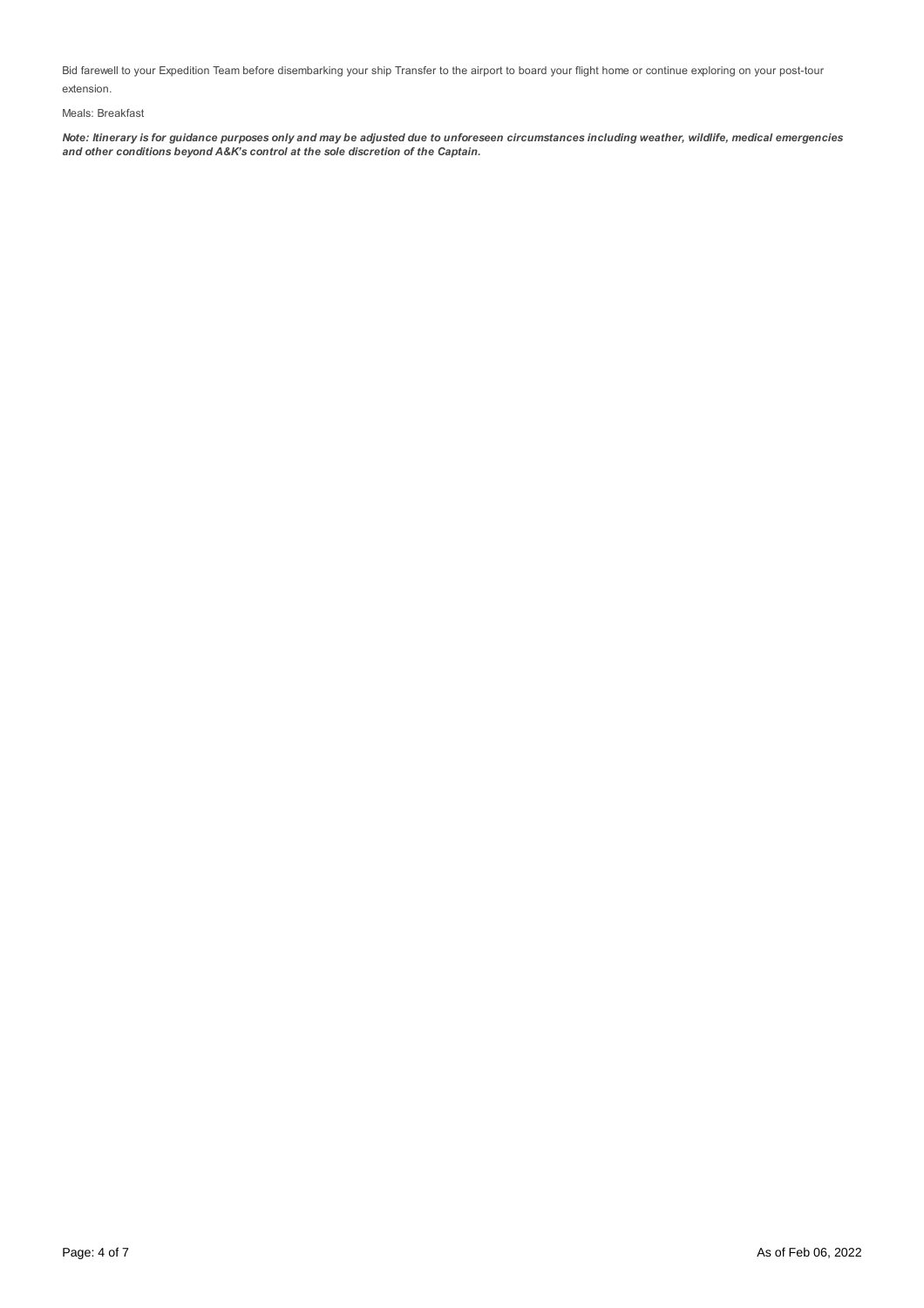Bid farewell to your Expedition Team before disembarking your ship Transfer to the airport to board your flight home or continue exploring on your post-tour extension.

Meals: Breakfast

***Note: Itinerary is for guidance purposes only and may be adjusted due to unforeseen circumstances including weather, wildlife, medical emergencies and other conditions beyond A&K's control at the sole discretion of the Captain.***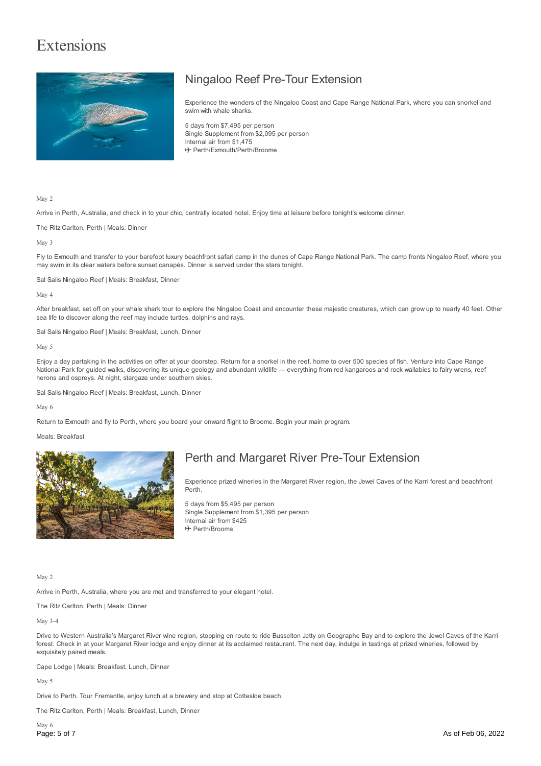# Extensions

## Ningaloo Reef Pre-Tour Extension

Experience the wonders of the Ningaloo Coast and Cape Range National Park, where you can snorkel and swim with whale sharks.

5 days from $7,495 per person
Single Supplement from $2,095 per person
Internal air from $1,475
✈ Perth/Exmouth/Perth/Broome

May 2

Arrive in Perth, Australia, and check in to your chic, centrally located hotel. Enjoy time at leisure before tonight's welcome dinner.

The Ritz Carlton, Perth | Meals: Dinner

May 3

Fly to Exmouth and transfer to your barefoot luxury beachfront safari camp in the dunes of Cape Range National Park. The camp fronts Ningaloo Reef, where you may swim in its clear waters before sunset canapés. Dinner is served under the stars tonight.

Sal Salis Ningaloo Reef | Meals: Breakfast, Dinner

May 4

After breakfast, set off on your whale shark tour to explore the Ningaloo Coast and encounter these majestic creatures, which can grow up to nearly 40 feet. Other sea life to discover along the reef may include turtles, dolphins and rays.

Sal Salis Ningaloo Reef | Meals: Breakfast, Lunch, Dinner

May 5

Enjoy a day partaking in the activities on offer at your doorstep. Return for a snorkel in the reef, home to over 500 species of fish. Venture into Cape Range National Park for guided walks, discovering its unique geology and abundant wildlife — everything from red kangaroos and rock wallabies to fairy wrens, reef herons and ospreys. At night, stargaze under southern skies.

Sal Salis Ningaloo Reef | Meals: Breakfast, Lunch, Dinner

May 6

Return to Exmouth and fly to Perth, where you board your onward flight to Broome. Begin your main program.

Meals: Breakfast

## Perth and Margaret River Pre-Tour Extension

Experience prized wineries in the Margaret River region, the Jewel Caves of the Karri forest and beachfront Perth.

5 days from $5,495 per person
Single Supplement from $1,395 per person
Internal air from $425
✈ Perth/Broome

May 2

Arrive in Perth, Australia, where you are met and transferred to your elegant hotel.

The Ritz Carlton, Perth | Meals: Dinner

May 3-4

Drive to Western Australia's Margaret River wine region, stopping en route to ride Busselton Jetty on Geographe Bay and to explore the Jewel Caves of the Karri forest. Check in at your Margaret River lodge and enjoy dinner at its acclaimed restaurant. The next day, indulge in tastings at prized wineries, followed by exquisitely paired meals.

Cape Lodge | Meals: Breakfast, Lunch, Dinner

May 5

Drive to Perth. Tour Fremantle, enjoy lunch at a brewery and stop at Cottesloe beach.

The Ritz Carlton, Perth | Meals: Breakfast, Lunch, Dinner

May 6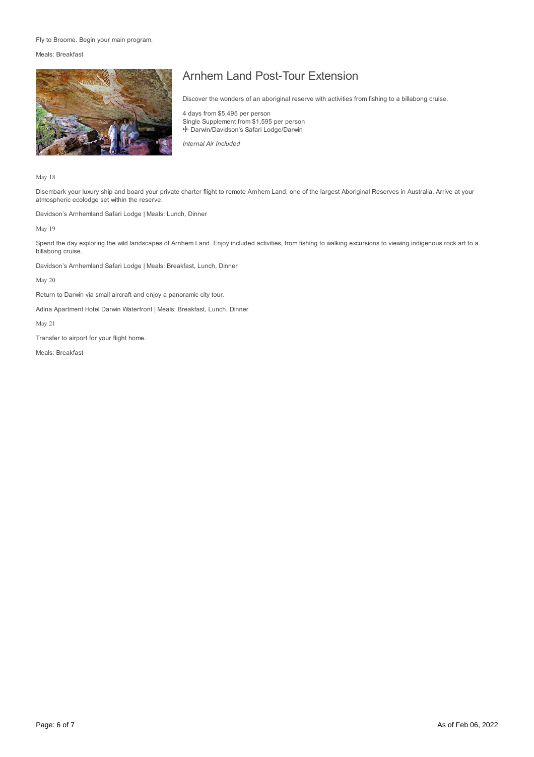Fly to Broome. Begin your main program.

Meals: Breakfast

## Arnhem Land Post-Tour Extension

Discover the wonders of an aboriginal reserve with activities from fishing to a billabong cruise.

4 days from $5,495 per person
Single Supplement from $1,595 per person
✈ Darwin/Davidson's Safari Lodge/Darwin

*Internal Air Included*

May 18

Disembark your luxury ship and board your private charter flight to remote Arnhem Land, one of the largest Aboriginal Reserves in Australia. Arrive at your atmospheric ecolodge set within the reserve.

Davidson's Arnhemland Safari Lodge | Meals: Lunch, Dinner

May 19

Spend the day exploring the wild landscapes of Arnhem Land. Enjoy included activities, from fishing to walking excursions to viewing indigenous rock art to a billabong cruise.

Davidson's Arnhemland Safari Lodge | Meals: Breakfast, Lunch, Dinner

May 20

Return to Darwin via small aircraft and enjoy a panoramic city tour.

Adina Apartment Hotel Darwin Waterfront | Meals: Breakfast, Lunch, Dinner

May 21

Transfer to airport for your flight home.

Meals: Breakfast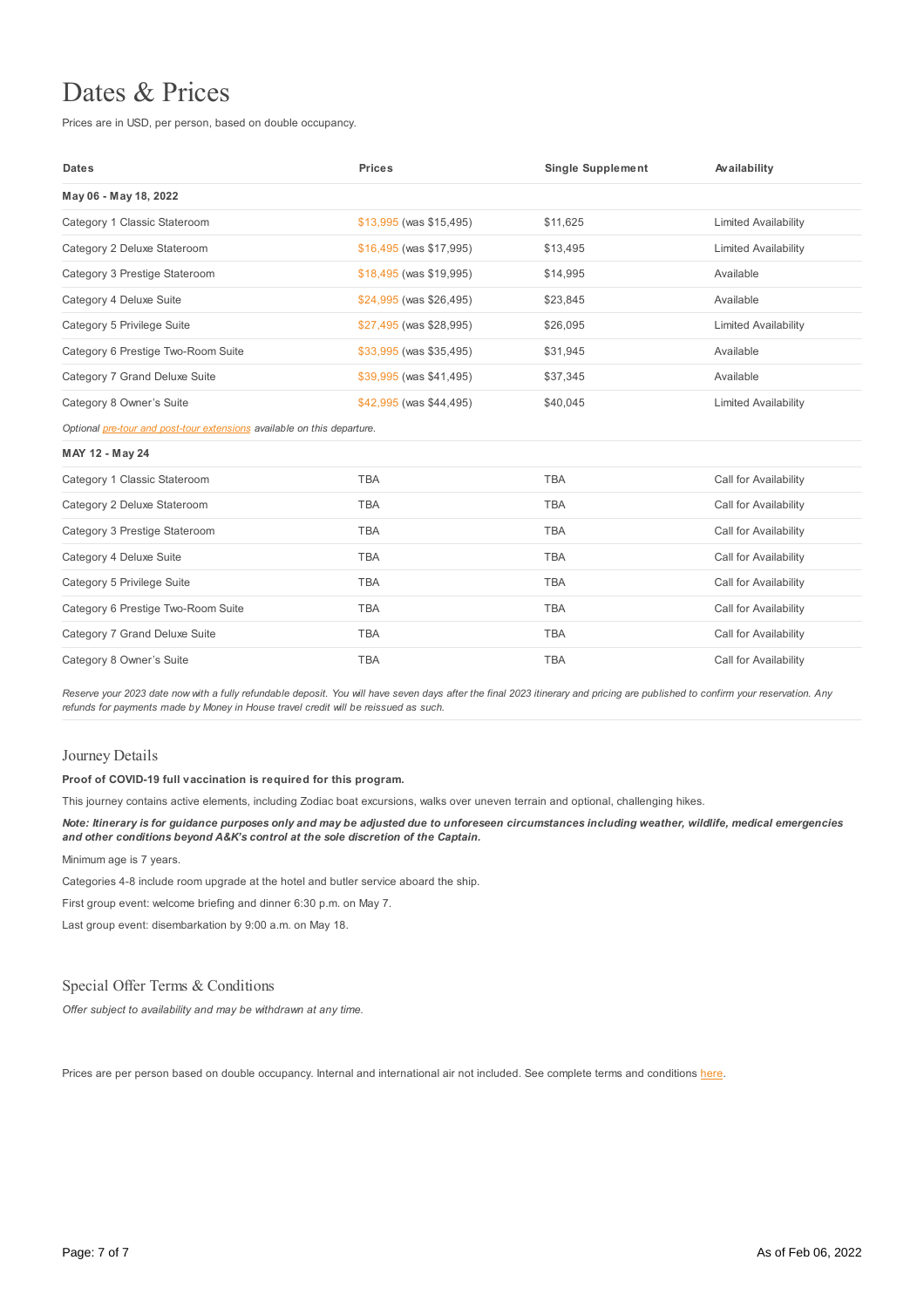# Dates & Prices

Prices are in USD, per person, based on double occupancy.

| Dates | Prices | Single Supplement | Availability |
|---|---|---|---|
| **May 06 - May 18, 2022** | | | |
| Category 1 Classic Stateroom | $13,995 (was $15,495) | $11,625 | Limited Availability |
| Category 2 Deluxe Stateroom | $16,495 (was $17,995) | $13,495 | Limited Availability |
| Category 3 Prestige Stateroom | $18,495 (was $19,995) | $14,995 | Available |
| Category 4 Deluxe Suite | $24,995 (was $26,495) | $23,845 | Available |
| Category 5 Privilege Suite | $27,495 (was $28,995) | $26,095 | Limited Availability |
| Category 6 Prestige Two-Room Suite | $33,995 (was $35,495) | $31,945 | Available |
| Category 7 Grand Deluxe Suite | $39,995 (was $41,495) | $37,345 | Available |
| Category 8 Owner's Suite | $42,995 (was $44,495) | $40,045 | Limited Availability |
| *Optional pre-tour and post-tour extensions available on this departure.* | | | |
| **MAY 12 - May 24** | | | |
| Category 1 Classic Stateroom | TBA | TBA | Call for Availability |
| Category 2 Deluxe Stateroom | TBA | TBA | Call for Availability |
| Category 3 Prestige Stateroom | TBA | TBA | Call for Availability |
| Category 4 Deluxe Suite | TBA | TBA | Call for Availability |
| Category 5 Privilege Suite | TBA | TBA | Call for Availability |
| Category 6 Prestige Two-Room Suite | TBA | TBA | Call for Availability |
| Category 7 Grand Deluxe Suite | TBA | TBA | Call for Availability |
| Category 8 Owner's Suite | TBA | TBA | Call for Availability |

*Reserve your 2023 date now with a fully refundable deposit. You will have seven days after the final 2023 itinerary and pricing are published to confirm your reservation. Any refunds for payments made by Money in House travel credit will be reissued as such.*

## Journey Details

**Proof of COVID-19 full vaccination is required for this program.**

This journey contains active elements, including Zodiac boat excursions, walks over uneven terrain and optional, challenging hikes.

***Note: Itinerary is for guidance purposes only and may be adjusted due to unforeseen circumstances including weather, wildlife, medical emergencies and other conditions beyond A&K's control at the sole discretion of the Captain.***

Minimum age is 7 years.

Categories 4-8 include room upgrade at the hotel and butler service aboard the ship.

First group event: welcome briefing and dinner 6:30 p.m. on May 7.

Last group event: disembarkation by 9:00 a.m. on May 18.

## Special Offer Terms & Conditions

*Offer subject to availability and may be withdrawn at any time.*

Prices are per person based on double occupancy. Internal and international air not included. See complete terms and conditions here.

As of Feb 06, 2022